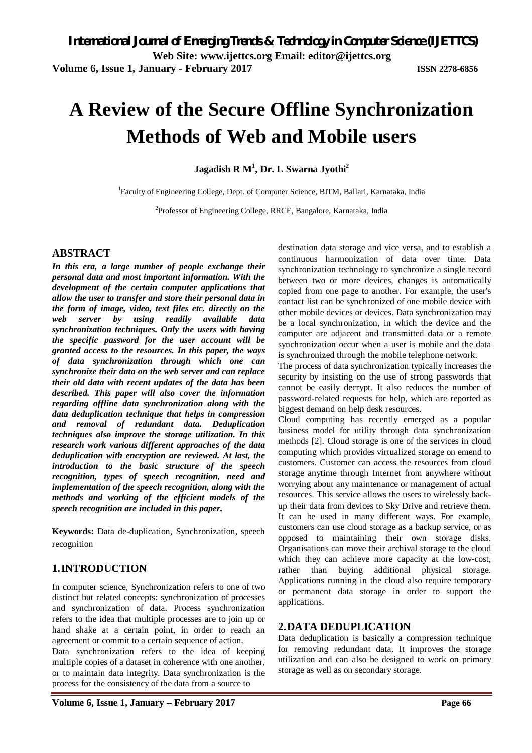# A Review of the Secure Offline Synchronization Methods of Web and Mobile users

**Jagadish R M[1], Dr. L Swarna Jyothi[2]**

[1]Faculty of Engineering College, Dept. of Computer Science, BITM, Ballari, Karnataka, India

[2]Professor of Engineering College, RRCE, Bangalore, Karnataka, India

## ABSTRACT

***In this era, a large number of people exchange their personal data and most important information. With the development of the certain computer applications that allow the user to transfer and store their personal data in the form of image, video, text files etc. directly on the web server by using readily available data synchronization techniques. Only the users with having the specific password for the user account will be granted access to the resources. In this paper, the ways of data synchronization through which one can synchronize their data on the web server and can replace their old data with recent updates of the data has been described. This paper will also cover the information regarding offline data synchronization along with the data deduplication technique that helps in compression and removal of redundant data. Deduplication techniques also improve the storage utilization. In this research work various different approaches of the data deduplication with encryption are reviewed. At last, the introduction to the basic structure of the speech recognition, types of speech recognition, need and implementation of the speech recognition, along with the methods and working of the efficient models of the speech recognition are included in this paper.***

**Keywords:** Data de-duplication, Synchronization, speech recognition

## 1. INTRODUCTION

In computer science, Synchronization refers to one of two distinct but related concepts: synchronization of processes and synchronization of data. Process synchronization refers to the idea that multiple processes are to join up or hand shake at a certain point, in order to reach an agreement or commit to a certain sequence of action.

Data synchronization refers to the idea of keeping multiple copies of a dataset in coherence with one another, or to maintain data integrity. Data synchronization is the process for the consistency of the data from a source to destination data storage and vice versa, and to establish a continuous harmonization of data over time. Data synchronization technology to synchronize a single record between two or more devices, changes is automatically copied from one page to another. For example, the user's contact list can be synchronized of one mobile device with other mobile devices or devices. Data synchronization may be a local synchronization, in which the device and the computer are adjacent and transmitted data or a remote synchronization occur when a user is mobile and the data is synchronized through the mobile telephone network.

The process of data synchronization typically increases the security by insisting on the use of strong passwords that cannot be easily decrypt. It also reduces the number of password-related requests for help, which are reported as biggest demand on help desk resources.

Cloud computing has recently emerged as a popular business model for utility through data synchronization methods [2]. Cloud storage is one of the services in cloud computing which provides virtualized storage on emend to customers. Customer can access the resources from cloud storage anytime through Internet from anywhere without worrying about any maintenance or management of actual resources. This service allows the users to wirelessly back-up their data from devices to Sky Drive and retrieve them. It can be used in many different ways. For example, customers can use cloud storage as a backup service, or as opposed to maintaining their own storage disks. Organisations can move their archival storage to the cloud which they can achieve more capacity at the low-cost, rather than buying additional physical storage. Applications running in the cloud also require temporary or permanent data storage in order to support the applications.

## 2. DATA DEDUPLICATION

Data deduplication is basically a compression technique for removing redundant data. It improves the storage utilization and can also be designed to work on primary storage as well as on secondary storage.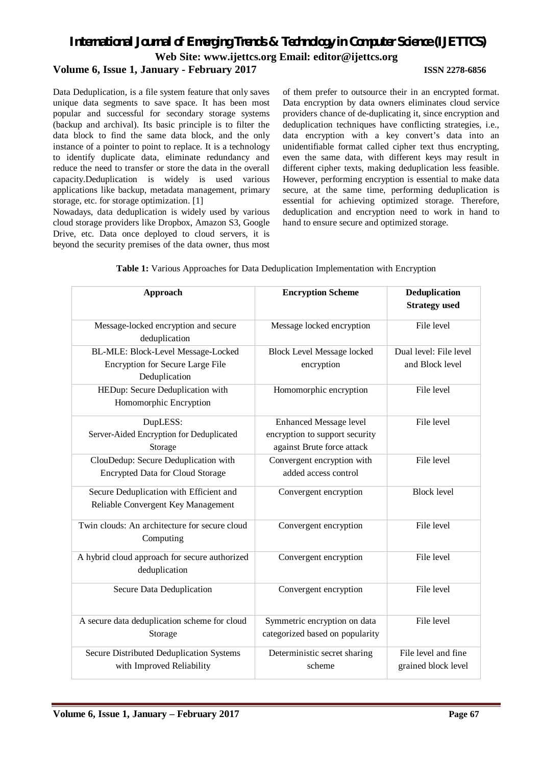Data Deduplication, is a file system feature that only saves unique data segments to save space. It has been most popular and successful for secondary storage systems (backup and archival). Its basic principle is to filter the data block to find the same data block, and the only instance of a pointer to point to replace. It is a technology to identify duplicate data, eliminate redundancy and reduce the need to transfer or store the data in the overall capacity.Deduplication is widely is used various applications like backup, metadata management, primary storage, etc. for storage optimization. [1]

Nowadays, data deduplication is widely used by various cloud storage providers like Dropbox, Amazon S3, Google Drive, etc. Data once deployed to cloud servers, it is beyond the security premises of the data owner, thus most of them prefer to outsource their in an encrypted format. Data encryption by data owners eliminates cloud service providers chance of de-duplicating it, since encryption and deduplication techniques have conflicting strategies, i.e., data encryption with a key convert's data into an unidentifiable format called cipher text thus encrypting, even the same data, with different keys may result in different cipher texts, making deduplication less feasible. However, performing encryption is essential to make data secure, at the same time, performing deduplication is essential for achieving optimized storage. Therefore, deduplication and encryption need to work in hand to hand to ensure secure and optimized storage.

**Table 1:** Various Approaches for Data Deduplication Implementation with Encryption

| Approach | Encryption Scheme | Deduplication Strategy used |
|---|---|---|
| Message-locked encryption and secure deduplication | Message locked encryption | File level |
| BL-MLE: Block-Level Message-Locked Encryption for Secure Large File Deduplication | Block Level Message locked encryption | Dual level: File level and Block level |
| HEDup: Secure Deduplication with Homomorphic Encryption | Homomorphic encryption | File level |
| DupLESS: Server-Aided Encryption for Deduplicated Storage | Enhanced Message level encryption to support security against Brute force attack | File level |
| ClouDedup: Secure Deduplication with Encrypted Data for Cloud Storage | Convergent encryption with added access control | File level |
| Secure Deduplication with Efficient and Reliable Convergent Key Management | Convergent encryption | Block level |
| Twin clouds: An architecture for secure cloud Computing | Convergent encryption | File level |
| A hybrid cloud approach for secure authorized deduplication | Convergent encryption | File level |
| Secure Data Deduplication | Convergent encryption | File level |
| A secure data deduplication scheme for cloud Storage | Symmetric encryption on data categorized based on popularity | File level |
| Secure Distributed Deduplication Systems with Improved Reliability | Deterministic secret sharing scheme | File level and fine grained block level |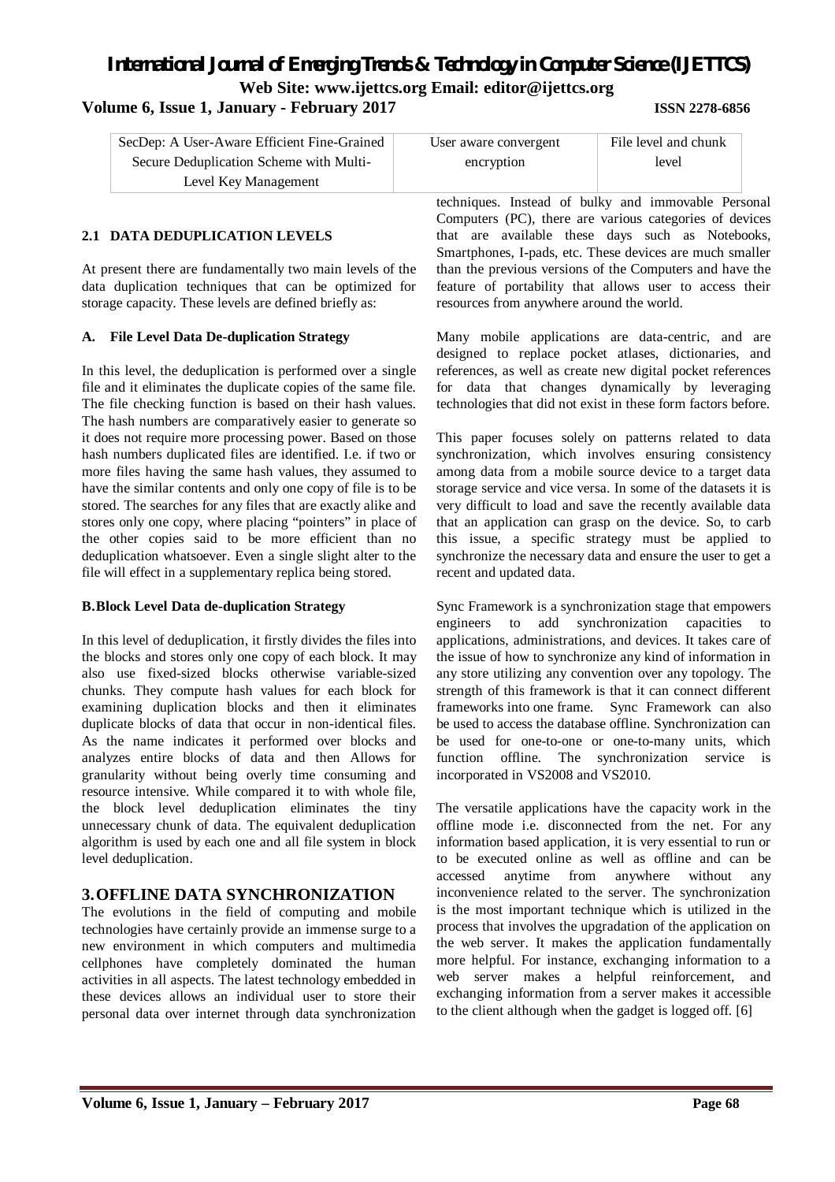| SecDep: A User-Aware Efficient Fine-Grained Secure Deduplication Scheme with Multi-Level Key Management | User aware convergent encryption | File level and chunk level |
|---|---|---|

### 2.1 DATA DEDUPLICATION LEVELS

At present there are fundamentally two main levels of the data duplication techniques that can be optimized for storage capacity. These levels are defined briefly as:

#### A. File Level Data De-duplication Strategy

In this level, the deduplication is performed over a single file and it eliminates the duplicate copies of the same file. The file checking function is based on their hash values. The hash numbers are comparatively easier to generate so it does not require more processing power. Based on those hash numbers duplicated files are identified. I.e. if two or more files having the same hash values, they assumed to have the similar contents and only one copy of file is to be stored. The searches for any files that are exactly alike and stores only one copy, where placing "pointers" in place of the other copies said to be more efficient than no deduplication whatsoever. Even a single slight alter to the file will effect in a supplementary replica being stored.

#### B.Block Level Data de-duplication Strategy

In this level of deduplication, it firstly divides the files into the blocks and stores only one copy of each block. It may also use fixed-sized blocks otherwise variable-sized chunks. They compute hash values for each block for examining duplication blocks and then it eliminates duplicate blocks of data that occur in non-identical files. As the name indicates it performed over blocks and analyzes entire blocks of data and then Allows for granularity without being overly time consuming and resource intensive. While compared it to with whole file, the block level deduplication eliminates the tiny unnecessary chunk of data. The equivalent deduplication algorithm is used by each one and all file system in block level deduplication.

## 3. OFFLINE DATA SYNCHRONIZATION

The evolutions in the field of computing and mobile technologies have certainly provide an immense surge to a new environment in which computers and multimedia cellphones have completely dominated the human activities in all aspects. The latest technology embedded in these devices allows an individual user to store their personal data over internet through data synchronization techniques. Instead of bulky and immovable Personal Computers (PC), there are various categories of devices that are available these days such as Notebooks, Smartphones, I-pads, etc. These devices are much smaller than the previous versions of the Computers and have the feature of portability that allows user to access their resources from anywhere around the world.

Many mobile applications are data-centric, and are designed to replace pocket atlases, dictionaries, and references, as well as create new digital pocket references for data that changes dynamically by leveraging technologies that did not exist in these form factors before.

This paper focuses solely on patterns related to data synchronization, which involves ensuring consistency among data from a mobile source device to a target data storage service and vice versa. In some of the datasets it is very difficult to load and save the recently available data that an application can grasp on the device. So, to carb this issue, a specific strategy must be applied to synchronize the necessary data and ensure the user to get a recent and updated data.

Sync Framework is a synchronization stage that empowers engineers to add synchronization capacities to applications, administrations, and devices. It takes care of the issue of how to synchronize any kind of information in any store utilizing any convention over any topology. The strength of this framework is that it can connect different frameworks into one frame. Sync Framework can also be used to access the database offline. Synchronization can be used for one-to-one or one-to-many units, which function offline. The synchronization service is incorporated in VS2008 and VS2010.

The versatile applications have the capacity work in the offline mode i.e. disconnected from the net. For any information based application, it is very essential to run or to be executed online as well as offline and can be accessed anytime from anywhere without any inconvenience related to the server. The synchronization is the most important technique which is utilized in the process that involves the upgradation of the application on the web server. It makes the application fundamentally more helpful. For instance, exchanging information to a web server makes a helpful reinforcement, and exchanging information from a server makes it accessible to the client although when the gadget is logged off. [6]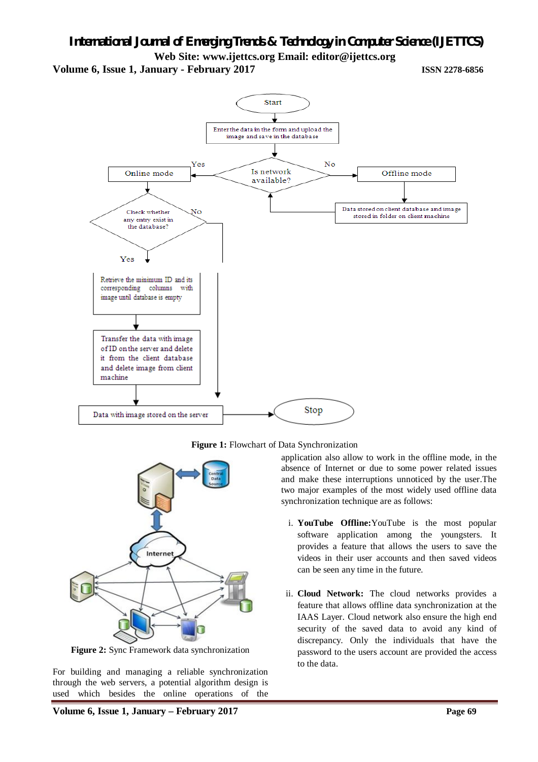**Figure 1:** Flowchart of Data Synchronization

**Figure 2:** Sync Framework data synchronization

For building and managing a reliable synchronization through the web servers, a potential algorithm design is used which besides the online operations of the application also allow to work in the offline mode, in the absence of Internet or due to some power related issues and make these interruptions unnoticed by the user.The two major examples of the most widely used offline data synchronization technique are as follows:

i. **YouTube Offline:** YouTube is the most popular software application among the youngsters. It provides a feature that allows the users to save the videos in their user accounts and then saved videos can be seen any time in the future.

ii. **Cloud Network:** The cloud networks provides a feature that allows offline data synchronization at the IAAS Layer. Cloud network also ensure the high end security of the saved data to avoid any kind of discrepancy. Only the individuals that have the password to the users account are provided the access to the data.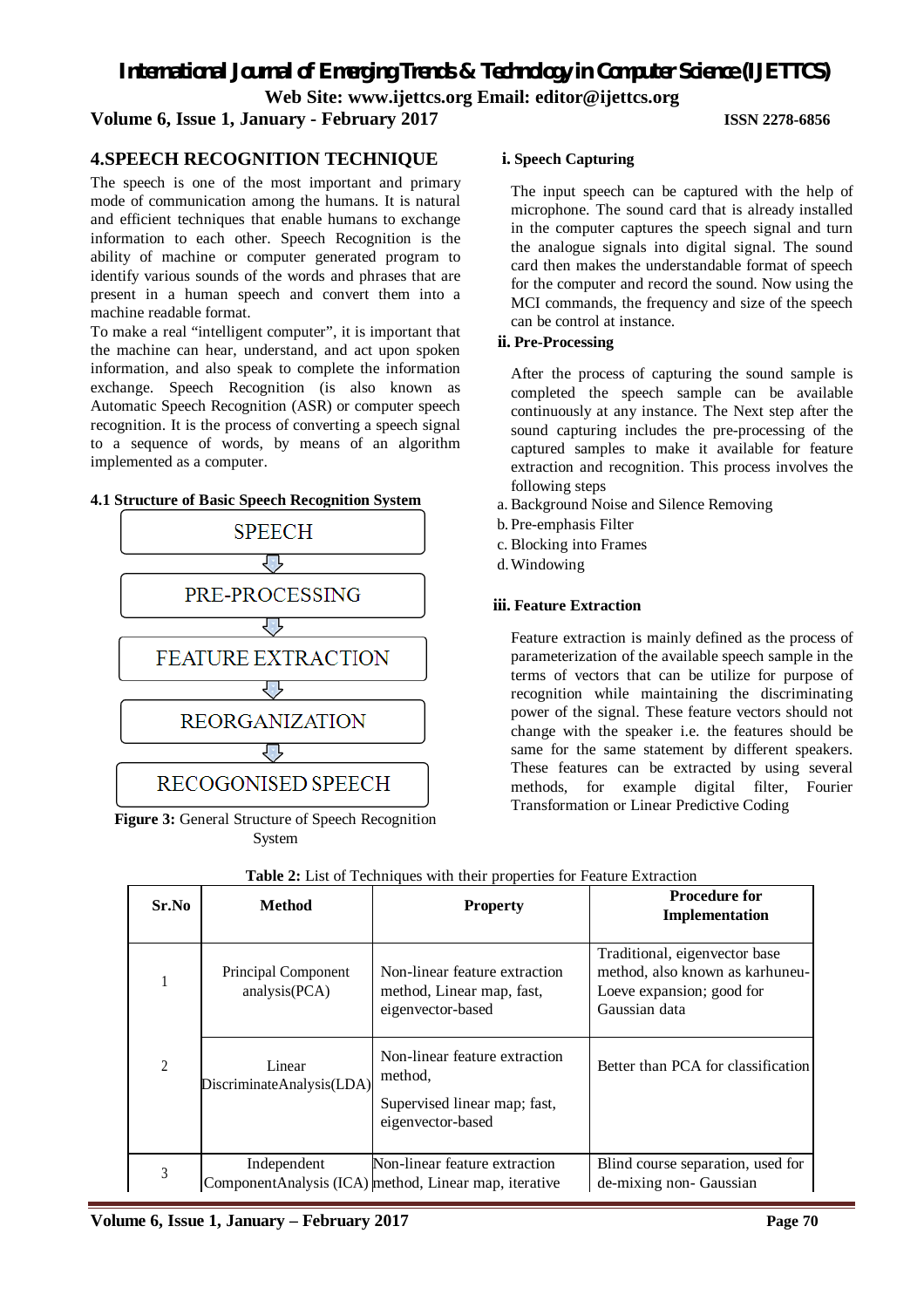## 4.SPEECH RECOGNITION TECHNIQUE

The speech is one of the most important and primary mode of communication among the humans. It is natural and efficient techniques that enable humans to exchange information to each other. Speech Recognition is the ability of machine or computer generated program to identify various sounds of the words and phrases that are present in a human speech and convert them into a machine readable format.

To make a real "intelligent computer", it is important that the machine can hear, understand, and act upon spoken information, and also speak to complete the information exchange. Speech Recognition (is also known as Automatic Speech Recognition (ASR) or computer speech recognition. It is the process of converting a speech signal to a sequence of words, by means of an algorithm implemented as a computer.

### 4.1 Structure of Basic Speech Recognition System

SPEECH

⇩

PRE-PROCESSING

⇩

FEATURE EXTRACTION

⇩

REORGANIZATION

⇩

RECOGONISED SPEECH

**Figure 3:** General Structure of Speech Recognition System

#### i. Speech Capturing

The input speech can be captured with the help of microphone. The sound card that is already installed in the computer captures the speech signal and turn the analogue signals into digital signal. The sound card then makes the understandable format of speech for the computer and record the sound. Now using the MCI commands, the frequency and size of the speech can be control at instance.

#### ii. Pre-Processing

After the process of capturing the sound sample is completed the speech sample can be available continuously at any instance. The Next step after the sound capturing includes the pre-processing of the captured samples to make it available for feature extraction and recognition. This process involves the following steps

a. Background Noise and Silence Removing
b. Pre-emphasis Filter
c. Blocking into Frames
d. Windowing

#### iii. Feature Extraction

Feature extraction is mainly defined as the process of parameterization of the available speech sample in the terms of vectors that can be utilize for purpose of recognition while maintaining the discriminating power of the signal. These feature vectors should not change with the speaker i.e. the features should be same for the same statement by different speakers. These features can be extracted by using several methods, for example digital filter, Fourier Transformation or Linear Predictive Coding

**Table 2:** List of Techniques with their properties for Feature Extraction

| Sr.No | Method | Property | Procedure for Implementation |
|---|---|---|---|
| 1 | Principal Component analysis(PCA) | Non-linear feature extraction method, Linear map, fast, eigenvector-based | Traditional, eigenvector base method, also known as karhuneu-Loeve expansion; good for Gaussian data |
| 2 | Linear DiscriminateAnalysis(LDA) | Non-linear feature extraction method, Supervised linear map; fast, eigenvector-based | Better than PCA for classification |
| 3 | Independent ComponentAnalysis (ICA) | Non-linear feature extraction method, Linear map, iterative | Blind course separation, used for de-mixing non- Gaussian |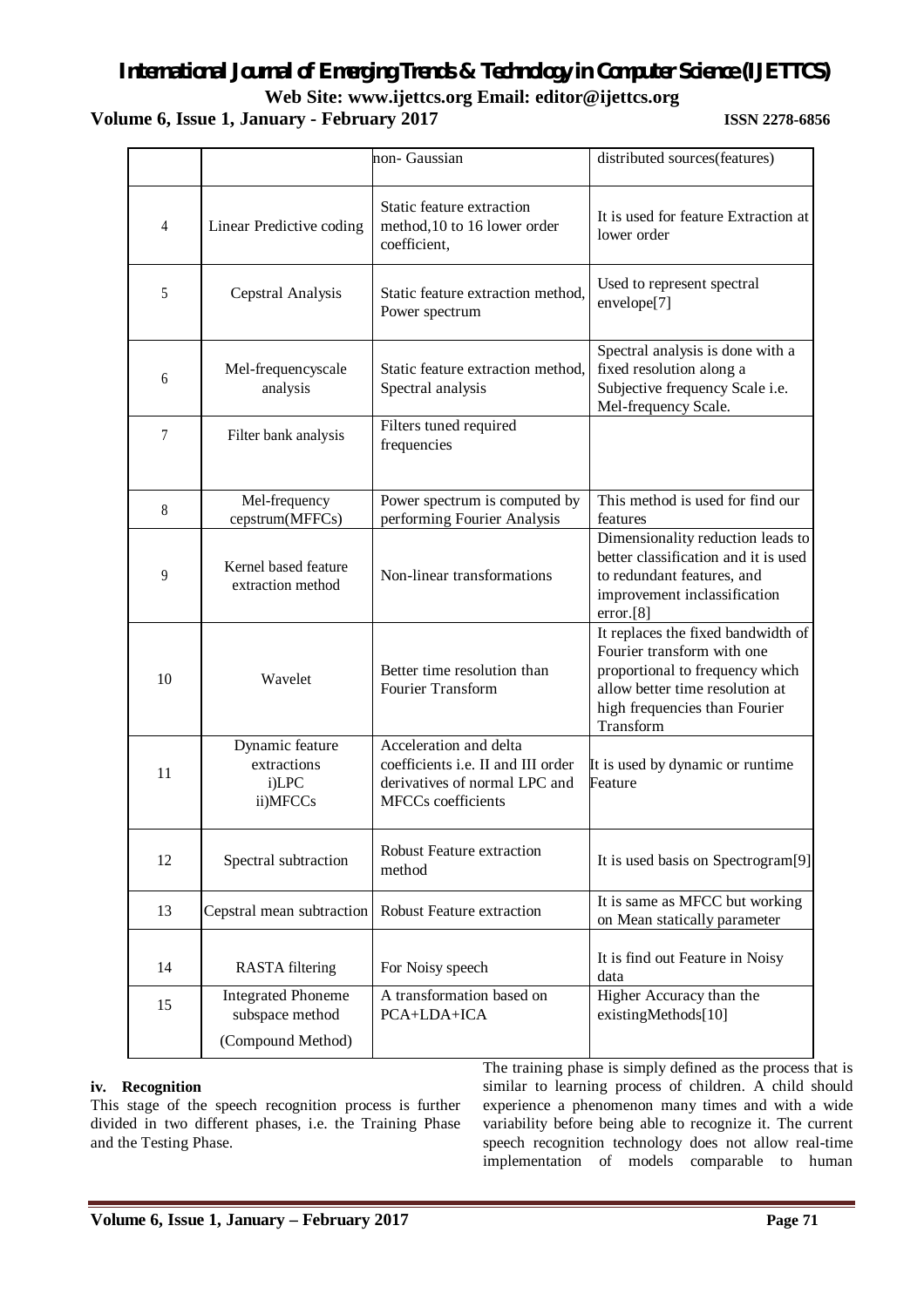| | | non- Gaussian | distributed sources(features) |
|---|---|---|---|
| 4 | Linear Predictive coding | Static feature extraction method,10 to 16 lower order coefficient, | It is used for feature Extraction at lower order |
| 5 | Cepstral Analysis | Static feature extraction method, Power spectrum | Used to represent spectral envelope[7] |
| 6 | Mel-frequencyscale analysis | Static feature extraction method, Spectral analysis | Spectral analysis is done with a fixed resolution along a Subjective frequency Scale i.e. Mel-frequency Scale. |
| 7 | Filter bank analysis | Filters tuned required frequencies | |
| 8 | Mel-frequency cepstrum(MFFCs) | Power spectrum is computed by performing Fourier Analysis | This method is used for find our features |
| 9 | Kernel based feature extraction method | Non-linear transformations | Dimensionality reduction leads to better classification and it is used to redundant features, and improvement inclassification error.[8] |
| 10 | Wavelet | Better time resolution than Fourier Transform | It replaces the fixed bandwidth of Fourier transform with one proportional to frequency which allow better time resolution at high frequencies than Fourier Transform |
| 11 | Dynamic feature extractions i)LPC ii)MFCCs | Acceleration and delta coefficients i.e. II and III order derivatives of normal LPC and MFCCs coefficients | It is used by dynamic or runtime Feature |
| 12 | Spectral subtraction | Robust Feature extraction method | It is used basis on Spectrogram[9] |
| 13 | Cepstral mean subtraction | Robust Feature extraction | It is same as MFCC but working on Mean statically parameter |
| 14 | RASTA filtering | For Noisy speech | It is find out Feature in Noisy data |
| 15 | Integrated Phoneme subspace method (Compound Method) | A transformation based on PCA+LDA+ICA | Higher Accuracy than the existingMethods[10] |

**iv. Recognition**

This stage of the speech recognition process is further divided in two different phases, i.e. the Training Phase and the Testing Phase.

The training phase is simply defined as the process that is similar to learning process of children. A child should experience a phenomenon many times and with a wide variability before being able to recognize it. The current speech recognition technology does not allow real-time implementation of models comparable to human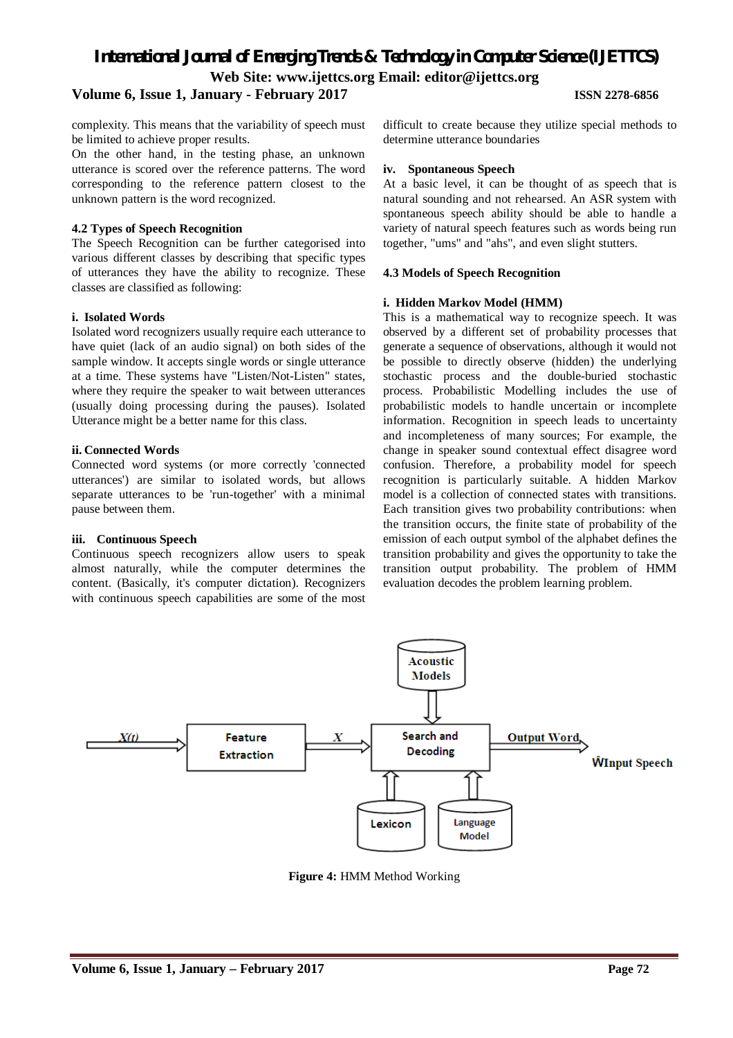complexity. This means that the variability of speech must be limited to achieve proper results.

On the other hand, in the testing phase, an unknown utterance is scored over the reference patterns. The word corresponding to the reference pattern closest to the unknown pattern is the word recognized.

### 4.2 Types of Speech Recognition

The Speech Recognition can be further categorised into various different classes by describing that specific types of utterances they have the ability to recognize. These classes are classified as following:

#### i. Isolated Words

Isolated word recognizers usually require each utterance to have quiet (lack of an audio signal) on both sides of the sample window. It accepts single words or single utterance at a time. These systems have "Listen/Not-Listen" states, where they require the speaker to wait between utterances (usually doing processing during the pauses). Isolated Utterance might be a better name for this class.

#### ii. Connected Words

Connected word systems (or more correctly 'connected utterances') are similar to isolated words, but allows separate utterances to be 'run-together' with a minimal pause between them.

#### iii. Continuous Speech

Continuous speech recognizers allow users to speak almost naturally, while the computer determines the content. (Basically, it's computer dictation). Recognizers with continuous speech capabilities are some of the most difficult to create because they utilize special methods to determine utterance boundaries

#### iv. Spontaneous Speech

At a basic level, it can be thought of as speech that is natural sounding and not rehearsed. An ASR system with spontaneous speech ability should be able to handle a variety of natural speech features such as words being run together, "ums" and "ahs", and even slight stutters.

### 4.3 Models of Speech Recognition

#### i. Hidden Markov Model (HMM)

This is a mathematical way to recognize speech. It was observed by a different set of probability processes that generate a sequence of observations, although it would not be possible to directly observe (hidden) the underlying stochastic process and the double-buried stochastic process. Probabilistic Modelling includes the use of probabilistic models to handle uncertain or incomplete information. Recognition in speech leads to uncertainty and incompleteness of many sources; For example, the change in speaker sound contextual effect disagree word confusion. Therefore, a probability model for speech recognition is particularly suitable. A hidden Markov model is a collection of connected states with transitions. Each transition gives two probability contributions: when the transition occurs, the finite state of probability of the emission of each output symbol of the alphabet defines the transition probability and gives the opportunity to take the transition output probability. The problem of HMM evaluation decodes the problem learning problem.

**Figure 4:** HMM Method Working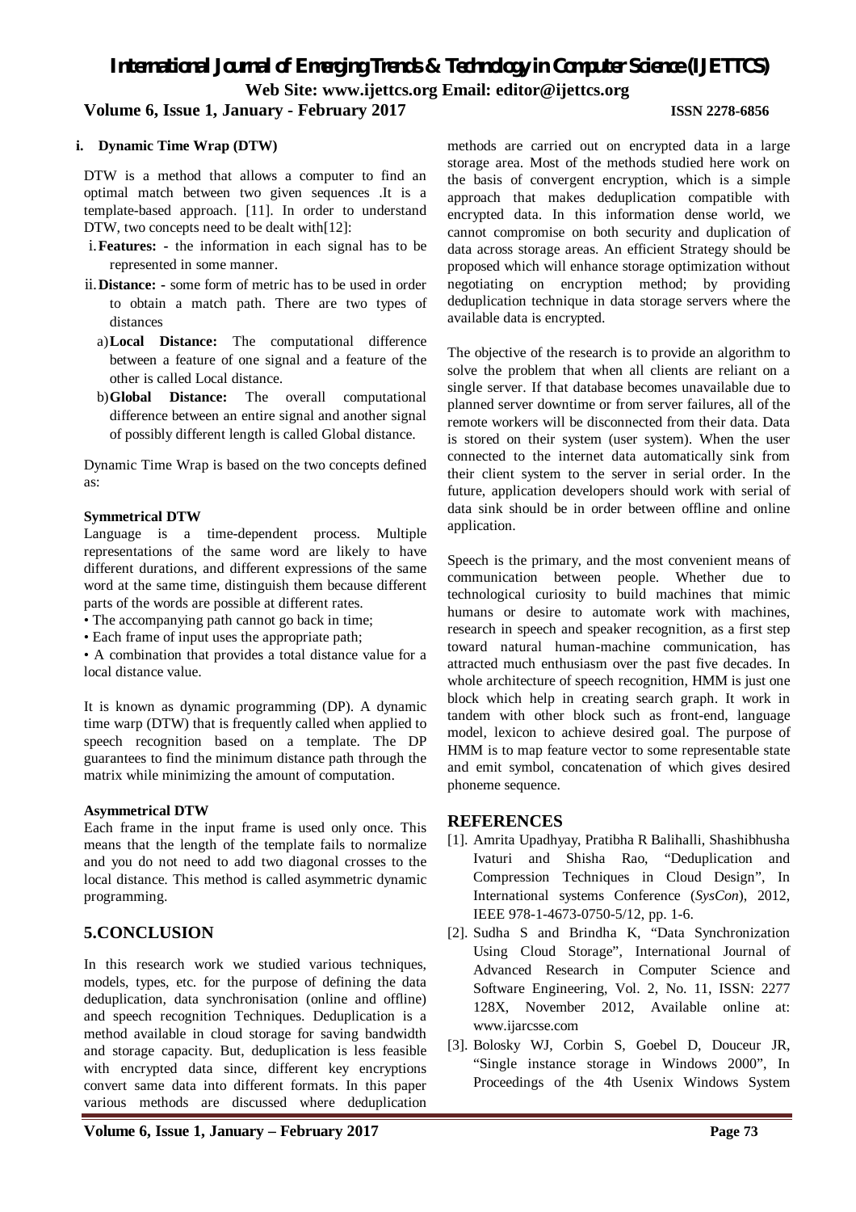#### i. Dynamic Time Wrap (DTW)

DTW is a method that allows a computer to find an optimal match between two given sequences .It is a template-based approach. [11]. In order to understand DTW, two concepts need to be dealt with[12]:

i. **Features: -** the information in each signal has to be represented in some manner.

ii. **Distance: -** some form of metric has to be used in order to obtain a match path. There are two types of distances

   a) **Local Distance:** The computational difference between a feature of one signal and a feature of the other is called Local distance.

   b) **Global Distance:** The overall computational difference between an entire signal and another signal of possibly different length is called Global distance.

Dynamic Time Wrap is based on the two concepts defined as:

**Symmetrical DTW**

Language is a time-dependent process. Multiple representations of the same word are likely to have different durations, and different expressions of the same word at the same time, distinguish them because different parts of the words are possible at different rates.

- The accompanying path cannot go back in time;
- Each frame of input uses the appropriate path;
- A combination that provides a total distance value for a local distance value.

It is known as dynamic programming (DP). A dynamic time warp (DTW) that is frequently called when applied to speech recognition based on a template. The DP guarantees to find the minimum distance path through the matrix while minimizing the amount of computation.

**Asymmetrical DTW**

Each frame in the input frame is used only once. This means that the length of the template fails to normalize and you do not need to add two diagonal crosses to the local distance. This method is called asymmetric dynamic programming.

## 5.CONCLUSION

In this research work we studied various techniques, models, types, etc. for the purpose of defining the data deduplication, data synchronisation (online and offline) and speech recognition Techniques. Deduplication is a method available in cloud storage for saving bandwidth and storage capacity. But, deduplication is less feasible with encrypted data since, different key encryptions convert same data into different formats. In this paper various methods are discussed where deduplication methods are carried out on encrypted data in a large storage area. Most of the methods studied here work on the basis of convergent encryption, which is a simple approach that makes deduplication compatible with encrypted data. In this information dense world, we cannot compromise on both security and duplication of data across storage areas. An efficient Strategy should be proposed which will enhance storage optimization without negotiating on encryption method; by providing deduplication technique in data storage servers where the available data is encrypted.

The objective of the research is to provide an algorithm to solve the problem that when all clients are reliant on a single server. If that database becomes unavailable due to planned server downtime or from server failures, all of the remote workers will be disconnected from their data. Data is stored on their system (user system). When the user connected to the internet data automatically sink from their client system to the server in serial order. In the future, application developers should work with serial of data sink should be in order between offline and online application.

Speech is the primary, and the most convenient means of communication between people. Whether due to technological curiosity to build machines that mimic humans or desire to automate work with machines, research in speech and speaker recognition, as a first step toward natural human-machine communication, has attracted much enthusiasm over the past five decades. In whole architecture of speech recognition, HMM is just one block which help in creating search graph. It work in tandem with other block such as front-end, language model, lexicon to achieve desired goal. The purpose of HMM is to map feature vector to some representable state and emit symbol, concatenation of which gives desired phoneme sequence.

## REFERENCES

[1]. Amrita Upadhyay, Pratibha R Balihalli, Shashibhusha Ivaturi and Shisha Rao, "Deduplication and Compression Techniques in Cloud Design", In International systems Conference (*SysCon*), 2012, IEEE 978-1-4673-0750-5/12, pp. 1-6.

[2]. Sudha S and Brindha K, "Data Synchronization Using Cloud Storage", International Journal of Advanced Research in Computer Science and Software Engineering, Vol. 2, No. 11, ISSN: 2277 128X, November 2012, Available online at: www.ijarcsse.com

[3]. Bolosky WJ, Corbin S, Goebel D, Douceur JR, "Single instance storage in Windows 2000", In Proceedings of the 4th Usenix Windows System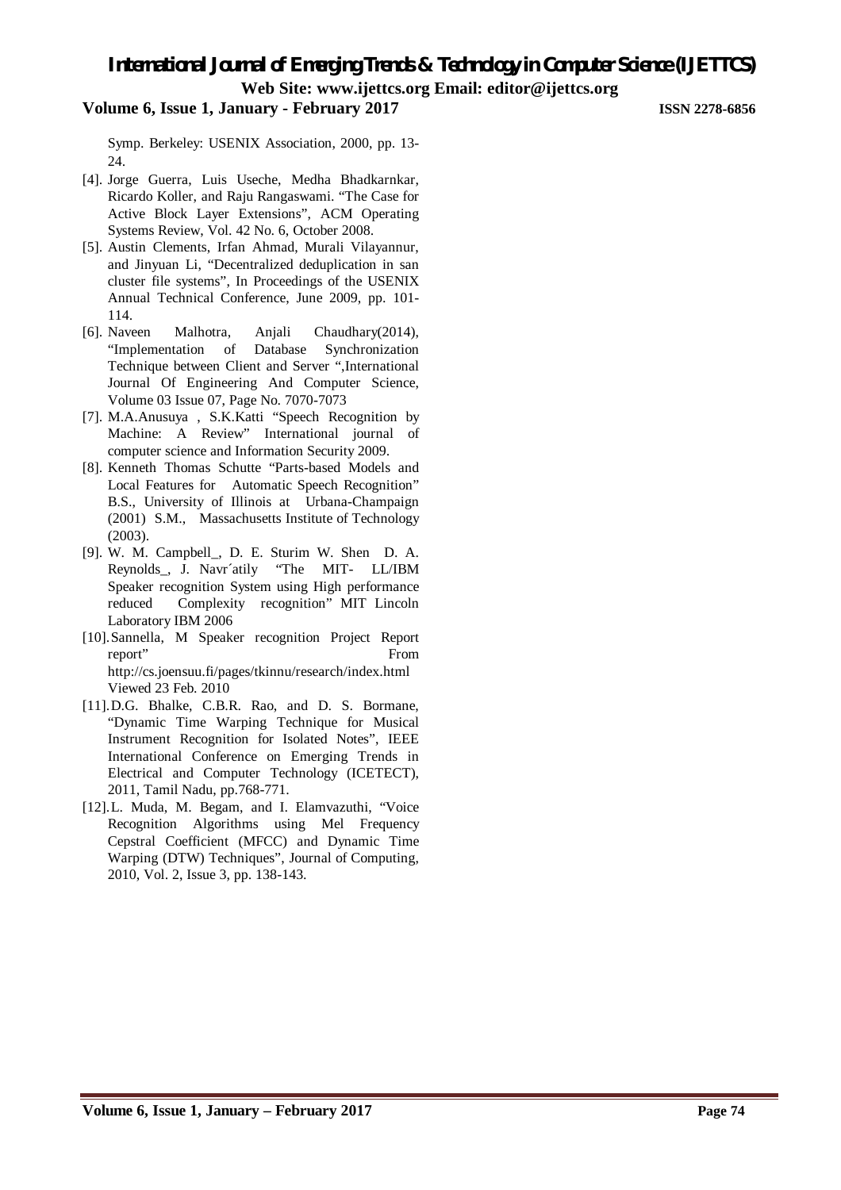Symp. Berkeley: USENIX Association, 2000, pp. 13-24.

[4]. Jorge Guerra, Luis Useche, Medha Bhadkarnkar, Ricardo Koller, and Raju Rangaswami. "The Case for Active Block Layer Extensions", ACM Operating Systems Review, Vol. 42 No. 6, October 2008.

[5]. Austin Clements, Irfan Ahmad, Murali Vilayannur, and Jinyuan Li, "Decentralized deduplication in san cluster file systems", In Proceedings of the USENIX Annual Technical Conference, June 2009, pp. 101-114.

[6]. Naveen Malhotra, Anjali Chaudhary(2014), "Implementation of Database Synchronization Technique between Client and Server ",International Journal Of Engineering And Computer Science, Volume 03 Issue 07, Page No. 7070-7073

[7]. M.A.Anusuya , S.K.Katti "Speech Recognition by Machine: A Review" International journal of computer science and Information Security 2009.

[8]. Kenneth Thomas Schutte "Parts-based Models and Local Features for Automatic Speech Recognition" B.S., University of Illinois at Urbana-Champaign (2001) S.M., Massachusetts Institute of Technology (2003).

[9]. W. M. Campbell_, D. E. Sturim W. Shen D. A. Reynolds_, J. Navr´atily "The MIT- LL/IBM Speaker recognition System using High performance reduced Complexity recognition" MIT Lincoln Laboratory IBM 2006

[10]. Sannella, M Speaker recognition Project Report report" From http://cs.joensuu.fi/pages/tkinnu/research/index.html Viewed 23 Feb. 2010

[11]. D.G. Bhalke, C.B.R. Rao, and D. S. Bormane, "Dynamic Time Warping Technique for Musical Instrument Recognition for Isolated Notes", IEEE International Conference on Emerging Trends in Electrical and Computer Technology (ICETECT), 2011, Tamil Nadu, pp.768-771.

[12]. L. Muda, M. Begam, and I. Elamvazuthi, "Voice Recognition Algorithms using Mel Frequency Cepstral Coefficient (MFCC) and Dynamic Time Warping (DTW) Techniques", Journal of Computing, 2010, Vol. 2, Issue 3, pp. 138-143.